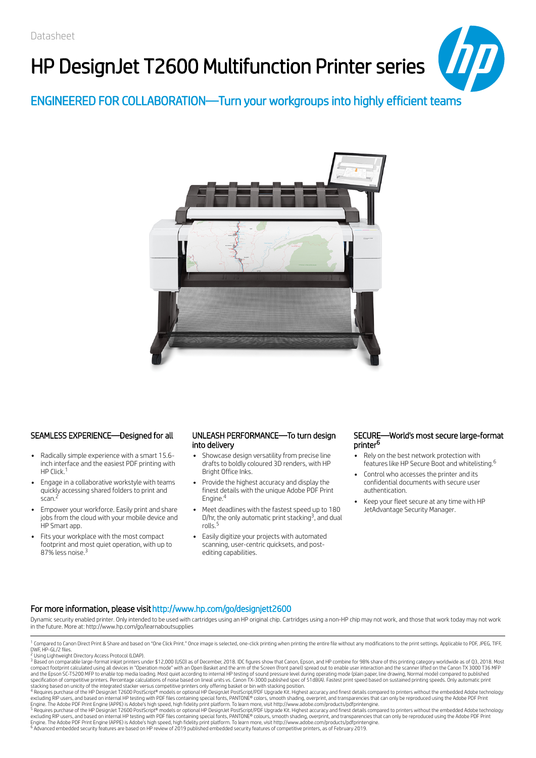Datasheet

# HP DesignJet T2600 Multifunction Printer series

## ENGINEERED FOR COLLABORATION—Turn your workgroups into highly efficient teams

### SEAMLESS EXPERIENCE—Designed for all

- Radically simple experience with a smart 15.6-inch interface and the easiest PDF printing with HP Click.[1]
- Engage in a collaborative workstyle with teams quickly accessing shared folders to print and scan.[2]
- Empower your workforce. Easily print and share jobs from the cloud with your mobile device and HP Smart app.
- Fits your workplace with the most compact footprint and most quiet operation, with up to 87% less noise.[3]

### UNLEASH PERFORMANCE—To turn design into delivery

- Showcase design versatility from precise line drafts to boldly coloured 3D renders, with HP Bright Office Inks.
- Provide the highest accuracy and display the finest details with the unique Adobe PDF Print Engine.[4]
- Meet deadlines with the fastest speed up to 180 D/hr, the only automatic print stacking[3], and dual rolls.[5]
- Easily digitize your projects with automated scanning, user-centric quicksets, and post-editing capabilities.

### SECURE—World's most secure large-format printer[6]

- Rely on the best network protection with features like HP Secure Boot and whitelisting.[6]
- Control who accesses the printer and its confidential documents with secure user authentication.
- Keep your fleet secure at any time with HP JetAdvantage Security Manager.

### For more information, please visit http://www.hp.com/go/designjett2600

Dynamic security enabled printer. Only intended to be used with cartridges using an HP original chip. Cartridges using a non-HP chip may not work, and those that work today may not work in the future. More at: http://www.hp.com/go/learnaboutsupplies

[1] Compared to Canon Direct Print & Share and based on "One Click Print." Once image is selected, one-click printing when printing the entire file without any modifications to the print settings. Applicable to PDF, JPEG, TIFF, DWF, HP-GL/2 files.

[2] Using Lightweight Directory Access Protocol (LDAP).

[3] Based on comparable large-format inkjet printers under $12,000 (USD) as of December, 2018. IDC figures show that Canon, Epson, and HP combine for 98% share of this printing category worldwide as of Q3, 2018. Most compact footprint calculated using all devices in "Operation mode" with an Open Basket and the arm of the Screen (front panel) spread out to enable user interaction and the scanner lifted on the Canon TX 3000 T36 MFP and the Epson SC-T5200 MFP to enable top media loading. Most quiet according to internal HP testing of sound pressure level during operating mode (plain paper, line drawing, Normal mode) compared to published specification of competitive printers. Percentage calculations of noise based on lineal units vs. Canon TX-3000 published spec of 51dB(A). Fastest print speed based on sustained printing speeds. Only automatic print stacking based on unicity of the integrated stacker versus competitive printers only offering basket or bin with stacking position.

[4] Requires purchase of the HP DesignJet T2600 PostScript® models or optional HP DesignJet PostScript/PDF Upgrade Kit. Highest accuracy and finest details compared to printers without the embedded Adobe technology excluding RIP users, and based on internal HP testing with PDF files containing special fonts, PANTONE® colors, smooth shading, overprint, and transparencies that can only be reproduced using the Adobe PDF Print Engine. The Adobe PDF Print Engine (APPE) is Adobe's high speed, high fidelity print platform. To learn more, visit http://www.adobe.com/products/pdfprintengine.

[5] Requires purchase of the HP DesignJet T2600 PostScript® models or optional HP DesignJet PostScript/PDF Upgrade Kit. Highest accuracy and finest details compared to printers without the embedded Adobe technology excluding RIP users, and based on internal HP testing with PDF files containing special fonts, PANTONE® colours, smooth shading, overprint, and transparencies that can only be reproduced using the Adobe PDF Print Engine. The Adobe PDF Print Engine (APPE) is Adobe's high speed, high fidelity print platform. To learn more, visit http://www.adobe.com/products/pdfprintengine.

[6] Advanced embedded security features are based on HP review of 2019 published embedded security features of competitive printers, as of February 2019.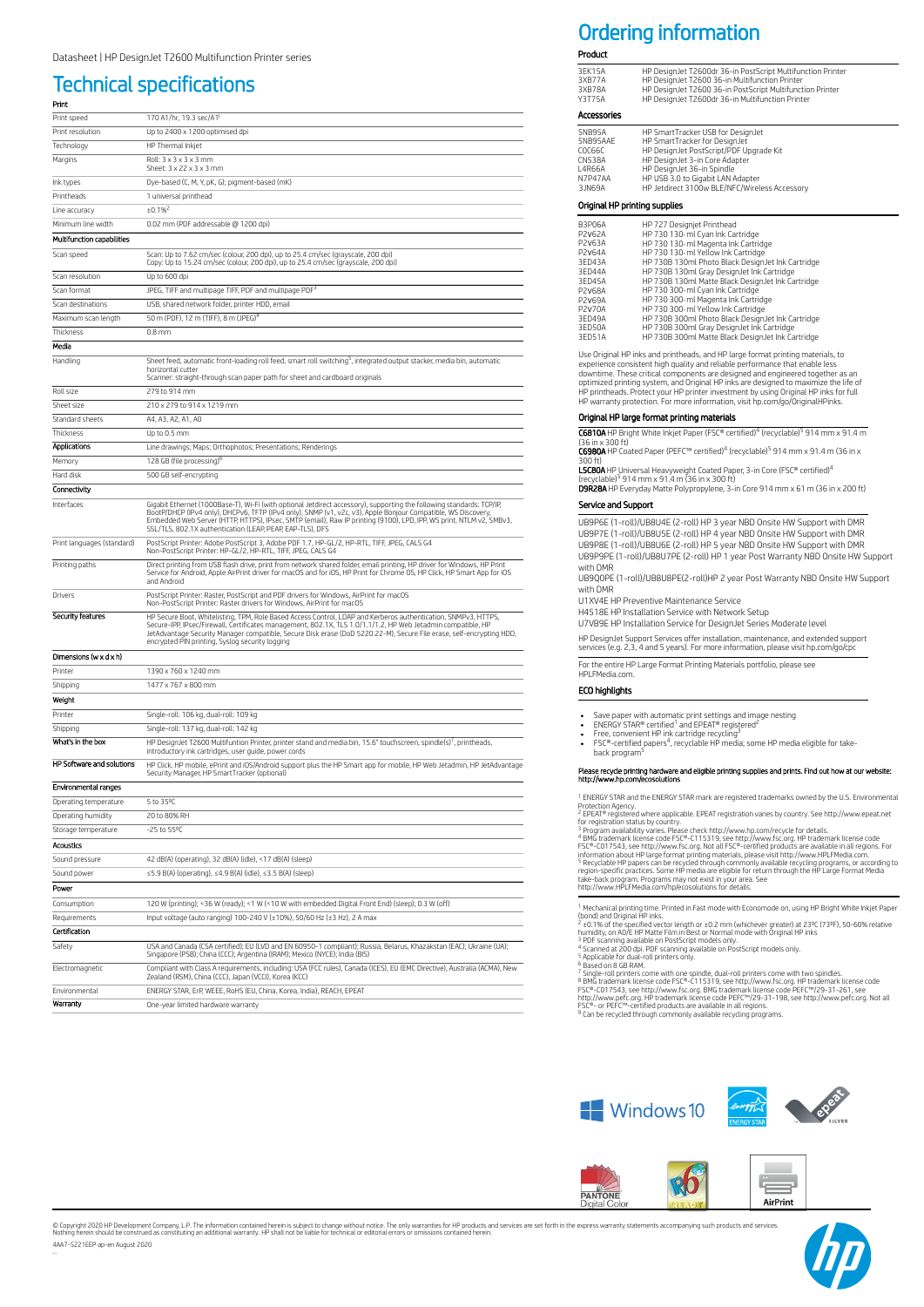Datasheet | HP DesignJet T2600 Multifunction Printer series

# Technical specifications

| Print | |
|---|---|
| Print speed | 170 A1/hr, 19.3 sec/A1[1] |
| Print resolution | Up to 2400 x 1200 optimised dpi |
| Technology | HP Thermal Inkjet |
| Margins | Roll: 3 x 3 x 3 x 3 mm<br>Sheet: 3 x 22 x 3 x 3 mm |
| Ink types | Dye-based (C, M, Y, pK, G); pigment-based (mK) |
| Printheads | 1 universal printhead |
| Line accuracy | ±0.1%[2] |
| Minimum line width | 0.02 mm (PDF addressable @ 1200 dpi) |
| **Multifunction capabilities** | |
| Scan speed | Scan: Up to 7.62 cm/sec (colour, 200 dpi), up to 25.4 cm/sec (grayscale, 200 dpi)<br>Copy: Up to 15.24 cm/sec (colour, 200 dpi), up to 25.4 cm/sec (grayscale, 200 dpi) |
| Scan resolution | Up to 600 dpi |
| Scan format | JPEG, TIFF and multipage TIFF, PDF and multipage PDF[3] |
| Scan destinations | USB, shared network folder, printer HDD, email |
| Maximum scan length | 50 m (PDF), 12 m (TIFF), 8 m (JPEG)[4] |
| Thickness | 0.8 mm |
| **Media** | |
| Handling | Sheet feed, automatic front-loading roll feed, smart roll switching[5], integrated output stacker, media bin, automatic horizontal cutter<br>Scanner: straight-through scan paper path for sheet and cardboard originals |
| Roll size | 279 to 914 mm |
| Sheet size | 210 x 279 to 914 x 1219 mm |
| Standard sheets | A4, A3, A2, A1, A0 |
| Thickness | Up to 0.5 mm |
| **Applications** | Line drawings; Maps; Orthophotos; Presentations; Renderings |
| Memory | 128 GB (file processing)[6] |
| Hard disk | 500 GB self-encrypting |
| **Connectivity** | |
| Interfaces | Gigabit Ethernet (1000Base-T), Wi-Fi (with optional Jetdirect accessory), supporting the following standards: TCP/IP, BootP/DHCP (IPv4 only), DHCPv6, TFTP (IPv4 only), SNMP (v1, v2c, v3), Apple Bonjour Compatible, WS Discovery, Embedded Web Server (HTTP, HTTPS), IPSec, SMTP (email), Raw IP printing (9100), LPD, IPP, WS print, NTLM v2, SMBv3, SSL/TLS, 802.1X authentication (LEAP, PEAP, EAP-TLS), DFS |
| Print languages (standard) | PostScript Printer: Adobe PostScript 3, Adobe PDF 1.7, HP-GL/2, HP-RTL, TIFF, JPEG, CALS G4<br>Non-PostScript Printer: HP-GL/2, HP-RTL, TIFF, JPEG, CALS G4 |
| Printing paths | Direct printing from USB flash drive, print from network shared folder, email printing, HP driver for Windows, HP Print Service for Android, Apple AirPrint driver for macOS and for iOS, HP Print for Chrome OS, HP Click, HP Smart App for iOS and Android |
| Drivers | PostScript Printer: Raster, PostScript and PDF drivers for Windows, AirPrint for macOS<br>Non-PostScript Printer: Raster drivers for Windows, AirPrint for macOS |
| **Security features** | HP Secure Boot, Whitelisting, TPM, Role Based Access Control, LDAP and Kerberos authentication, SNMPv3, HTTPS, Secure-IPP, IPSec/Firewall, Certificates management, 802.1X, TLS 1.0/1.1/1.2, HP Web Jetadmin compatible, HP JetAdvantage Security Manager compatible, Secure Disk erase (DoD 5220.22-M), Secure File erase, self-encrypting HDD, encrypted PIN printing, Syslog security logging |
| **Dimensions (w x d x h)** | |
| Printer | 1390 x 760 x 1240 mm |
| Shipping | 1477 x 767 x 800 mm |
| **Weight** | |
| Printer | Single-roll: 106 kg, dual-roll: 109 kg |
| Shipping | Single-roll: 137 kg, dual-roll: 142 kg |
| **What's in the box** | HP DesignJet T2600 Multifuntion Printer, printer stand and media bin, 15.6" touchscreen, spindle(s)[7], printheads, introductory ink cartridges, user guide, power cords |
| **HP Software and solutions** | HP Click, HP mobile, ePrint and iOS/Android support plus the HP Smart app for mobile, HP Web Jetadmin, HP JetAdvantage Security Manager, HP SmartTracker (optional) |
| **Environmental ranges** | |
| Operating temperature | 5 to 35ºC |
| Operating humidity | 20 to 80% RH |
| Storage temperature | -25 to 55ºC |
| **Acoustics** | |
| Sound pressure | 42 dB(A) (operating), 32 dB(A) (idle), <17 dB(A) (sleep) |
| Sound power | ≤5.9 B(A) (operating), ≤4.9 B(A) (idle), ≤3.5 B(A) (sleep) |
| **Power** | |
| Consumption | 120 W (printing); <36 W (ready); <1 W (<10 W with embedded Digital Front End) (sleep); 0.3 W (off) |
| Requirements | Input voltage (auto ranging) 100-240 V (±10%), 50/60 Hz (±3 Hz), 2 A max |
| **Certification** | |
| Safety | USA and Canada (CSA certified); EU (LVD and EN 60950-1 compliant); Russia, Belarus, Kazakhstan (EAC); Ukraine (UA); Singapore (PSB); China (CCC); Argentina (IRAM); Mexico (NYCE); India (BIS) |
| Electromagnetic | Compliant with Class A requirements, including: USA (FCC rules), Canada (ICES), EU (EMC Directive), Australia (ACMA), New Zealand (RSM), China (CCC), Japan (VCCI), Korea (KCC) |
| Environmental | ENERGY STAR, ErP, WEEE, RoHS (EU, China, Korea, India), REACH, EPEAT |
| **Warranty** | One-year limited hardware warranty |

# Ordering information

### Product

| | |
|---|---|
| 3EK15A | HP DesignJet T2600dr 36-in PostScript Multifunction Printer |
| 3XB77A | HP DesignJet T2600 36-in Multifunction Printer |
| 3XB78A | HP DesignJet T2600 36-in PostScript Multifunction Printer |
| Y3T75A | HP DesignJet T2600dr 36-in Multifunction Printer |

### Accessories

| | |
|---|---|
| 5NB95A | HP SmartTracker USB for DesignJet |
| 5NB95AAE | HP SmartTracker for DesignJet |
| C0C66C | HP DesignJet PostScript/PDF Upgrade Kit |
| CN538A | HP DesignJet 3-in Core Adapter |
| L4R66A | HP DesignJet 36-in Spindle |
| N7P47AA | HP USB 3.0 to Gigabit LAN Adapter |
| 3JN69A | HP Jetdirect 3100w BLE/NFC/Wireless Accessory |

### Original HP printing supplies

| | |
|---|---|
| B3P06A | HP 727 Designjet Printhead |
| P2V62A | HP 730 130-ml Cyan Ink Cartridge |
| P2V63A | HP 730 130-ml Magenta Ink Cartridge |
| P2V64A | HP 730 130-ml Yellow Ink Cartridge |
| 3ED43A | HP 730B 130ml Photo Black DesignJet Ink Cartridge |
| 3ED44A | HP 730B 130ml Gray DesignJet Ink Cartridge |
| 3ED45A | HP 730B 130ml Matte Black DesignJet Ink Cartridge |
| P2V68A | HP 730 300-ml Cyan Ink Cartridge |
| P2V69A | HP 730 300-ml Magenta Ink Cartridge |
| P2V70A | HP 730 300-ml Yellow Ink Cartridge |
| 3ED49A | HP 730B 300ml Photo Black DesignJet Ink Cartridge |
| 3ED50A | HP 730B 300ml Gray DesignJet Ink Cartridge |
| 3ED51A | HP 730B 300ml Matte Black DesignJet Ink Cartridge |

Use Original HP inks and printheads, and HP large format printing materials, to experience consistent high quality and reliable performance that enable less downtime. These critical components are designed and engineered together as an optimized printing system, and Original HP inks are designed to maximize the life of HP printheads. Protect your HP printer investment by using Original HP inks for full HP warranty protection. For more information, visit hp.com/go/OriginalHPinks.

### Original HP large format printing materials

**C6810A** HP Bright White Inkjet Paper (FSC® certified)[4] (recyclable)[5] 914 mm x 91.4 m (36 in x 300 ft)
**C6980A** HP Coated Paper (PEFC™ certified)[4] (recyclable)[5] 914 mm x 91.4 m (36 in x 300 ft)
**L5C80A** HP Universal Heavyweight Coated Paper, 3-in Core (FSC® certified)[4] (recyclable)[5] 914 mm x 91.4 m (36 in x 300 ft)
**D9R28A** HP Everyday Matte Polypropylene, 3-in Core 914 mm x 61 m (36 in x 200 ft)

### Service and Support

UB9P6E (1-roll)/UB8U4E (2-roll) HP 3 year NBD Onsite HW Support with DMR
UB9P7E (1-roll)/UB8U5E (2-roll) HP 4 year NBD Onsite HW Support with DMR
UB9P8E (1-roll)/UB8U6E (2-roll) HP 5 year NBD Onsite HW Support with DMR
UB9P9PE (1-roll)/UB8U7PE (2-roll) HP 1 year Post Warranty NBD Onsite HW Support with DMR
UB9Q0PE (1-roll)/UB8U8PE(2-roll)HP 2 year Post Warranty NBD Onsite HW Support with DMR
U1XV4E HP Preventive Maintenance Service
H4518E HP Installation Service with Network Setup
U7VB9E HP Installation Service for DesignJet Series Moderate level

HP DesignJet Support Services offer installation, maintenance, and extended support services (e.g. 2,3, 4 and 5 years). For more information, please visit hp.com/go/cpc

For the entire HP Large Format Printing Materials portfolio, please see HPLFMedia.com.

### ECO highlights

- Save paper with automatic print settings and image nesting
- ENERGY STAR® certified[1] and EPEAT® registered[2]
- Free, convenient HP ink cartridge recycling[3]
- FSC®-certified papers[4], recyclable HP media; some HP media eligible for take-back program[5]

**Please recycle printing hardware and eligible printing supplies and prints. Find out how at our website: http://www.hp.com/ecosolutions**

[1] ENERGY STAR and the ENERGY STAR mark are registered trademarks owned by the U.S. Environmental Protection Agency.
[2] EPEAT® registered where applicable. EPEAT registration varies by country. See http://www.epeat.net for registration status by country.
[3] Program availability varies. Please check http://www.hp.com/recycle for details.
[4] BMG trademark license code FSC®-C115319, see http://www.fsc.org. HP trademark license code FSC®-C017543, see http://www.fsc.org. Not all FSC®-certified products are available in all regions. For information about HP large format printing materials, please visit http://www.HPLFMedia.com.
[5] Recyclable HP papers can be recycled through commonly available recycling programs, or according to region-specific practices. Some HP media are eligible for return through the HP Large Format Media take-back program. Programs may not exist in your area. See http://www.HPLFMedia.com/hp/ecosolutions for details.

[1] Mechanical printing time. Printed in Fast mode with Economode on, using HP Bright White Inkjet Paper (bond) and Original HP inks.
[2] ±0.1% of the specified vector length or ±0.2 mm (whichever greater) at 23ºC (73ºF), 50-60% relative humidity, on A0/E HP Matte Film in Best or Normal mode with Original HP inks
[3] PDF scanning available on PostScript models only.
[4] Scanned at 200 dpi. PDF scanning available on PostScript models only.
[5] Applicable for dual-roll printers only.
[6] Based on 8 GB RAM.
[7] Single-roll printers come with one spindle, dual-roll printers come with two spindles.
[8] BMG trademark license code FSC®-C115319, see http://www.fsc.org. HP trademark license code FSC®-C017543, see http://www.fsc.org. BMG trademark license code PEFC™/29-31-261, see http://www.pefc.org. HP trademark license code PEFC™/29-31-198, see http://www.pefc.org. Not all FSC®- or PEFC™-certified products are available in all regions.
[9] Can be recycled through commonly available recycling programs.

Windows 10 · ENERGY STAR · epeat SILVER · PANTONE Digital Color · AirPrint

© Copyright 2020 HP Development Company, L.P. The information contained herein is subject to change without notice. The only warranties for HP products and services are set forth in the express warranty statements accompanying such products and services. Nothing herein should be construed as constituting an additional warranty. HP shall not be liable for technical or editorial errors or omissions contained herein.

4AA7-5221EEP ap-en August 2020